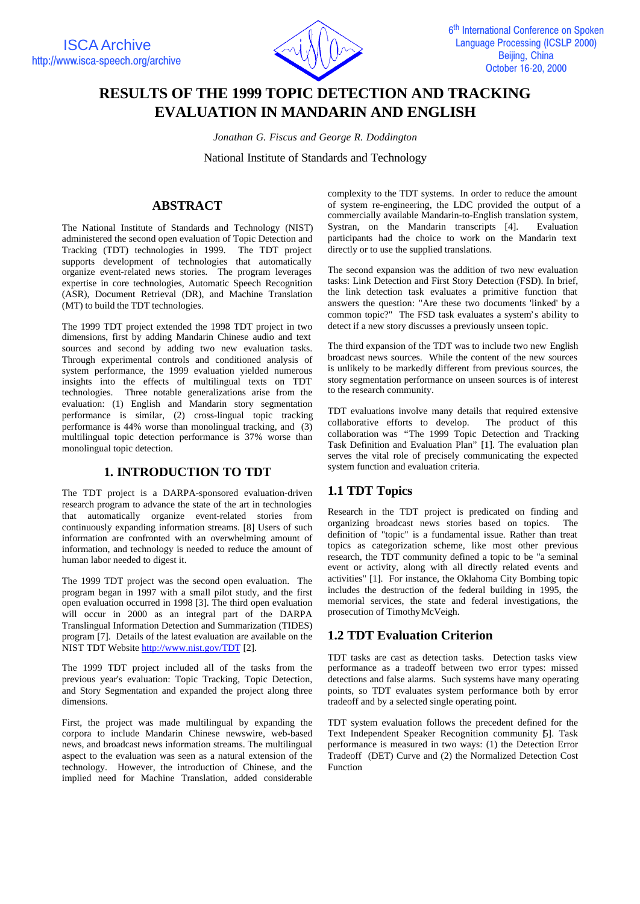# RESULTS OF THE 1999 TOPIC DETECTION AND TRACKING EVALUATION IN MANDARIN AND ENGLISH

*Jonathan G. Fiscus and George R. Doddington*

National Institute of Standards and Technology

## ABSTRACT

The National Institute of Standards and Technology (NIST) administered the second open evaluation of Topic Detection and Tracking (TDT) technologies in 1999. The TDT project supports development of technologies that automatically organize event-related news stories. The program leverages expertise in core technologies, Automatic Speech Recognition (ASR), Document Retrieval (DR), and Machine Translation (MT) to build the TDT technologies.

The 1999 TDT project extended the 1998 TDT project in two dimensions, first by adding Mandarin Chinese audio and text sources and second by adding two new evaluation tasks. Through experimental controls and conditioned analysis of system performance, the 1999 evaluation yielded numerous insights into the effects of multilingual texts on TDT technologies. Three notable generalizations arise from the evaluation: (1) English and Mandarin story segmentation performance is similar, (2) cross-lingual topic tracking performance is 44% worse than monolingual tracking, and (3) multilingual topic detection performance is 37% worse than monolingual topic detection.

## 1. INTRODUCTION TO TDT

The TDT project is a DARPA-sponsored evaluation-driven research program to advance the state of the art in technologies that automatically organize event-related stories from continuously expanding information streams. [8] Users of such information are confronted with an overwhelming amount of information, and technology is needed to reduce the amount of human labor needed to digest it.

The 1999 TDT project was the second open evaluation. The program began in 1997 with a small pilot study, and the first open evaluation occurred in 1998 [3]. The third open evaluation will occur in 2000 as an integral part of the DARPA Translingual Information Detection and Summarization (TIDES) program [7]. Details of the latest evaluation are available on the NIST TDT Website http://www.nist.gov/TDT [2].

The 1999 TDT project included all of the tasks from the previous year's evaluation: Topic Tracking, Topic Detection, and Story Segmentation and expanded the project along three dimensions.

First, the project was made multilingual by expanding the corpora to include Mandarin Chinese newswire, web-based news, and broadcast news information streams. The multilingual aspect to the evaluation was seen as a natural extension of the technology. However, the introduction of Chinese, and the implied need for Machine Translation, added considerable complexity to the TDT systems. In order to reduce the amount of system re-engineering, the LDC provided the output of a commercially available Mandarin-to-English translation system, Systran, on the Mandarin transcripts [4]. Evaluation participants had the choice to work on the Mandarin text directly or to use the supplied translations.

The second expansion was the addition of two new evaluation tasks: Link Detection and First Story Detection (FSD). In brief, the link detection task evaluates a primitive function that answers the question: "Are these two documents 'linked' by a common topic?" The FSD task evaluates a system's ability to detect if a new story discusses a previously unseen topic.

The third expansion of the TDT was to include two new English broadcast news sources. While the content of the new sources is unlikely to be markedly different from previous sources, the story segmentation performance on unseen sources is of interest to the research community.

TDT evaluations involve many details that required extensive collaborative efforts to develop. The product of this collaboration was "The 1999 Topic Detection and Tracking Task Definition and Evaluation Plan" [1]. The evaluation plan serves the vital role of precisely communicating the expected system function and evaluation criteria.

## 1.1 TDT Topics

Research in the TDT project is predicated on finding and organizing broadcast news stories based on topics. The definition of "topic" is a fundamental issue. Rather than treat topics as categorization scheme, like most other previous research, the TDT community defined a topic to be "a seminal event or activity, along with all directly related events and activities" [1]. For instance, the Oklahoma City Bombing topic includes the destruction of the federal building in 1995, the memorial services, the state and federal investigations, the prosecution of Timothy McVeigh.

## 1.2 TDT Evaluation Criterion

TDT tasks are cast as detection tasks. Detection tasks view performance as a tradeoff between two error types: missed detections and false alarms. Such systems have many operating points, so TDT evaluates system performance both by error tradeoff and by a selected single operating point.

TDT system evaluation follows the precedent defined for the Text Independent Speaker Recognition community [5]. Task performance is measured in two ways: (1) the Detection Error Tradeoff (DET) Curve and (2) the Normalized Detection Cost Function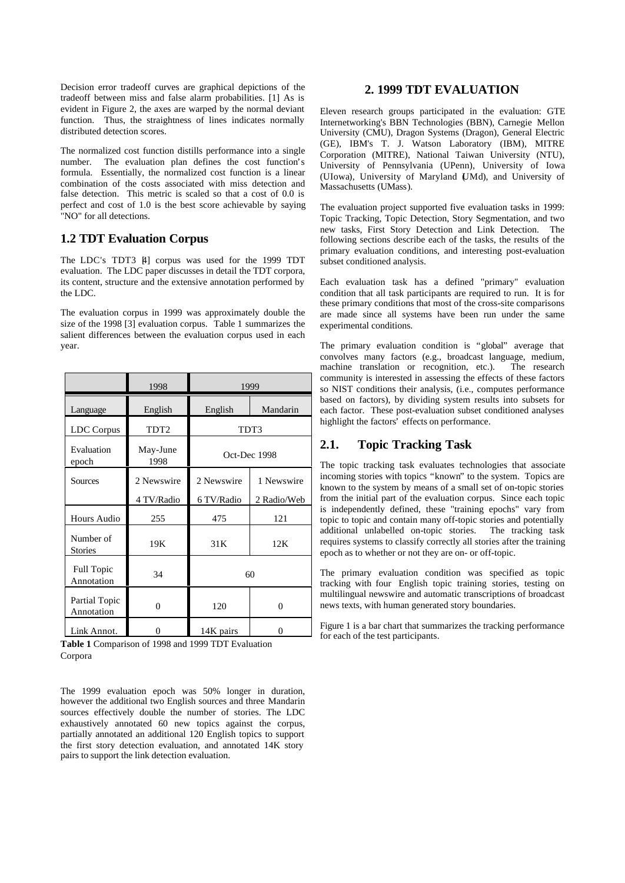Decision error tradeoff curves are graphical depictions of the tradeoff between miss and false alarm probabilities. [1] As is evident in Figure 2, the axes are warped by the normal deviant function. Thus, the straightness of lines indicates normally distributed detection scores.

The normalized cost function distills performance into a single number. The evaluation plan defines the cost function's formula. Essentially, the normalized cost function is a linear combination of the costs associated with miss detection and false detection. This metric is scaled so that a cost of 0.0 is perfect and cost of 1.0 is the best score achievable by saying "NO" for all detections.

## 1.2 TDT Evaluation Corpus

The LDC's TDT3 [4] corpus was used for the 1999 TDT evaluation. The LDC paper discusses in detail the TDT corpora, its content, structure and the extensive annotation performed by the LDC.

The evaluation corpus in 1999 was approximately double the size of the 1998 [3] evaluation corpus. Table 1 summarizes the salient differences between the evaluation corpus used in each year.

| | 1998 | 1999 | |
|---|---|---|---|
| Language | English | English | Mandarin |
| LDC Corpus | TDT2 | TDT3 | |
| Evaluation epoch | May-June 1998 | Oct-Dec 1998 | |
| Sources | 2 Newswire<br>4 TV/Radio | 2 Newswire<br>6 TV/Radio | 1 Newswire<br>2 Radio/Web |
| Hours Audio | 255 | 475 | 121 |
| Number of Stories | 19K | 31K | 12K |
| Full Topic Annotation | 34 | 60 | |
| Partial Topic Annotation | 0 | 120 | 0 |
| Link Annot. | 0 | 14K pairs | 0 |

**Table 1** Comparison of 1998 and 1999 TDT Evaluation Corpora

The 1999 evaluation epoch was 50% longer in duration, however the additional two English sources and three Mandarin sources effectively double the number of stories. The LDC exhaustively annotated 60 new topics against the corpus, partially annotated an additional 120 English topics to support the first story detection evaluation, and annotated 14K story pairs to support the link detection evaluation.

# 2. 1999 TDT EVALUATION

Eleven research groups participated in the evaluation: GTE Internetworking's BBN Technologies (BBN), Carnegie Mellon University (CMU), Dragon Systems (Dragon), General Electric (GE), IBM's T. J. Watson Laboratory (IBM), MITRE Corporation (MITRE), National Taiwan University (NTU), University of Pennsylvania (UPenn), University of Iowa (UIowa), University of Maryland (UMd), and University of Massachusetts (UMass).

The evaluation project supported five evaluation tasks in 1999: Topic Tracking, Topic Detection, Story Segmentation, and two new tasks, First Story Detection and Link Detection. The following sections describe each of the tasks, the results of the primary evaluation conditions, and interesting post-evaluation subset conditioned analysis.

Each evaluation task has a defined "primary" evaluation condition that all task participants are required to run. It is for these primary conditions that most of the cross-site comparisons are made since all systems have been run under the same experimental conditions.

The primary evaluation condition is "global" average that convolves many factors (e.g., broadcast language, medium, machine translation or recognition, etc.). The research community is interested in assessing the effects of these factors so NIST conditions their analysis, (i.e., computes performance based on factors), by dividing system results into subsets for each factor. These post-evaluation subset conditioned analyses highlight the factors' effects on performance.

## 2.1. Topic Tracking Task

The topic tracking task evaluates technologies that associate incoming stories with topics "known" to the system. Topics are known to the system by means of a small set of on-topic stories from the initial part of the evaluation corpus. Since each topic is independently defined, these "training epochs" vary from topic to topic and contain many off-topic stories and potentially additional unlabelled on-topic stories. The tracking task requires systems to classify correctly all stories after the training epoch as to whether or not they are on- or off-topic.

The primary evaluation condition was specified as topic tracking with four English topic training stories, testing on multilingual newswire and automatic transcriptions of broadcast news texts, with human generated story boundaries.

Figure 1 is a bar chart that summarizes the tracking performance for each of the test participants.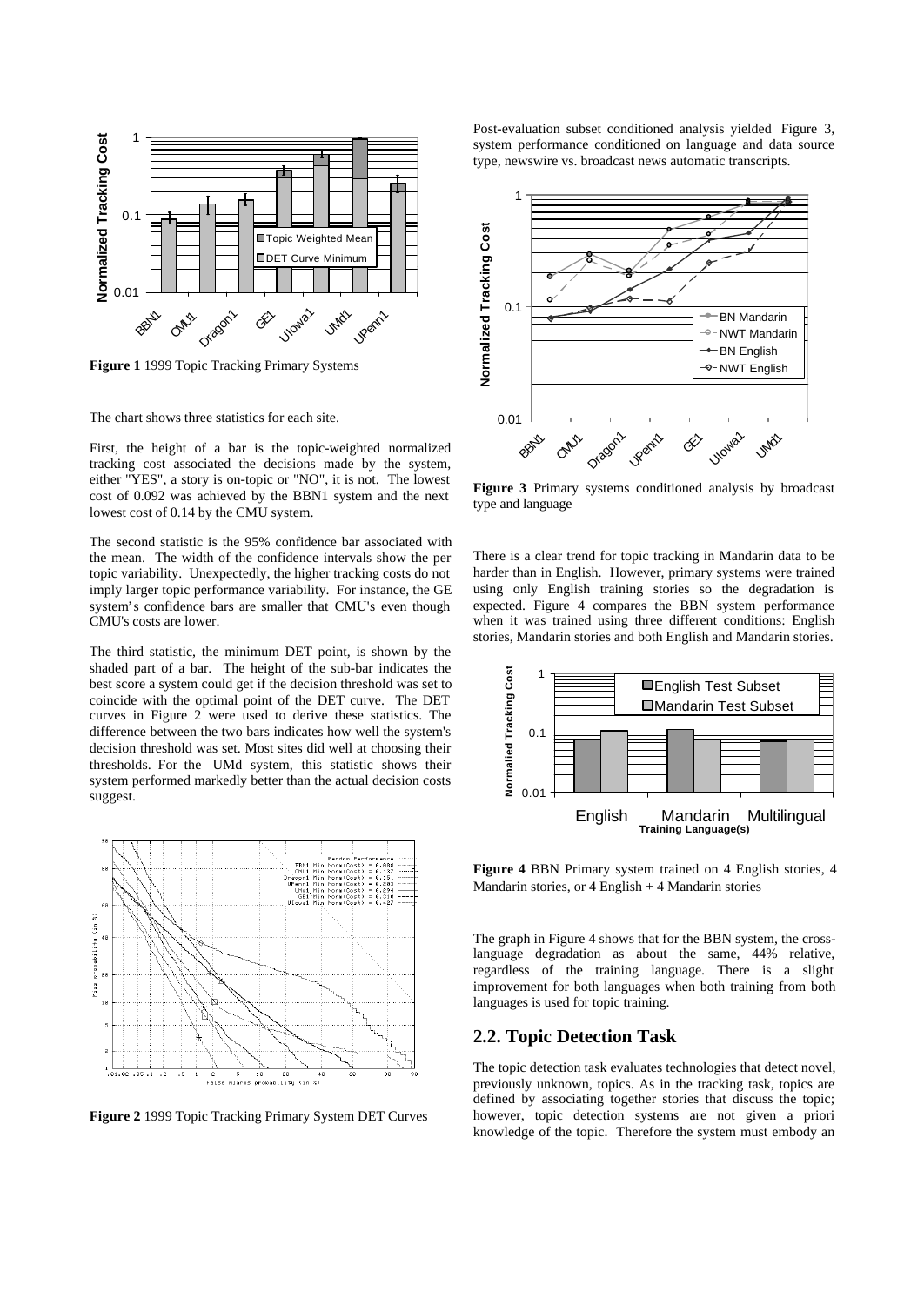**Figure 1** 1999 Topic Tracking Primary Systems

The chart shows three statistics for each site.

First, the height of a bar is the topic-weighted normalized tracking cost associated the decisions made by the system, either "YES", a story is on-topic or "NO", it is not. The lowest cost of 0.092 was achieved by the BBN1 system and the next lowest cost of 0.14 by the CMU system.

The second statistic is the 95% confidence bar associated with the mean. The width of the confidence intervals show the per topic variability. Unexpectedly, the higher tracking costs do not imply larger topic performance variability. For instance, the GE system's confidence bars are smaller that CMU's even though CMU's costs are lower.

The third statistic, the minimum DET point, is shown by the shaded part of a bar. The height of the sub-bar indicates the best score a system could get if the decision threshold was set to coincide with the optimal point of the DET curve. The DET curves in Figure 2 were used to derive these statistics. The difference between the two bars indicates how well the system's decision threshold was set. Most sites did well at choosing their thresholds. For the UMd system, this statistic shows their system performed markedly better than the actual decision costs suggest.

**Figure 2** 1999 Topic Tracking Primary System DET Curves

Post-evaluation subset conditioned analysis yielded Figure 3, system performance conditioned on language and data source type, newswire vs. broadcast news automatic transcripts.

**Figure 3** Primary systems conditioned analysis by broadcast type and language

There is a clear trend for topic tracking in Mandarin data to be harder than in English. However, primary systems were trained using only English training stories so the degradation is expected. Figure 4 compares the BBN system performance when it was trained using three different conditions: English stories, Mandarin stories and both English and Mandarin stories.

**Figure 4** BBN Primary system trained on 4 English stories, 4 Mandarin stories, or 4 English + 4 Mandarin stories

The graph in Figure 4 shows that for the BBN system, the cross-language degradation as about the same, 44% relative, regardless of the training language. There is a slight improvement for both languages when both training from both languages is used for topic training.

## 2.2. Topic Detection Task

The topic detection task evaluates technologies that detect novel, previously unknown, topics. As in the tracking task, topics are defined by associating together stories that discuss the topic; however, topic detection systems are not given a priori knowledge of the topic. Therefore the system must embody an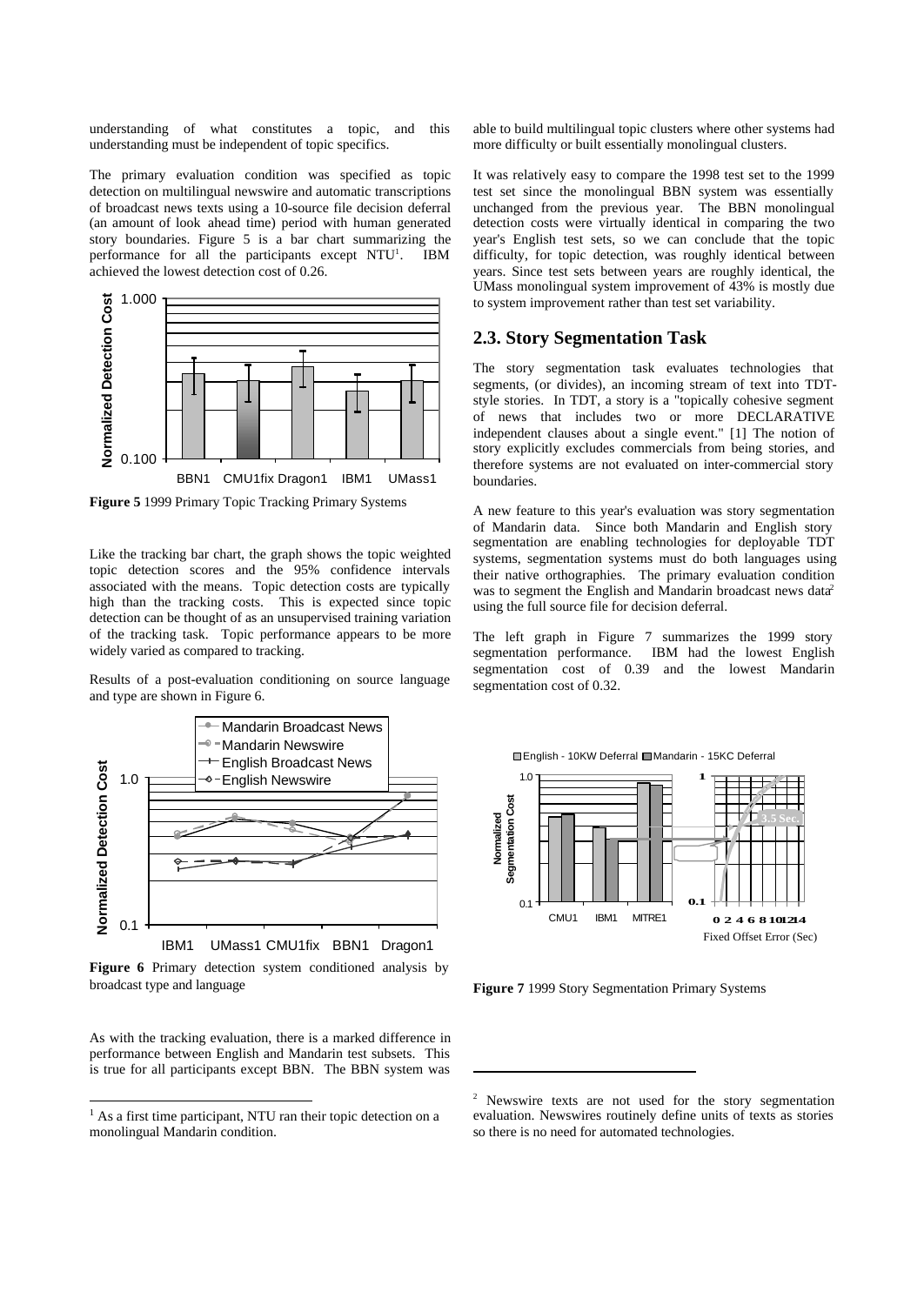understanding of what constitutes a topic, and this understanding must be independent of topic specifics.

The primary evaluation condition was specified as topic detection on multilingual newswire and automatic transcriptions of broadcast news texts using a 10-source file decision deferral (an amount of look ahead time) period with human generated story boundaries. Figure 5 is a bar chart summarizing the performance for all the participants except NTU[1]. IBM achieved the lowest detection cost of 0.26.

**Figure 5** 1999 Primary Topic Tracking Primary Systems

Like the tracking bar chart, the graph shows the topic weighted topic detection scores and the 95% confidence intervals associated with the means. Topic detection costs are typically high than the tracking costs. This is expected since topic detection can be thought of as an unsupervised training variation of the tracking task. Topic performance appears to be more widely varied as compared to tracking.

Results of a post-evaluation conditioning on source language and type are shown in Figure 6.

**Figure 6** Primary detection system conditioned analysis by broadcast type and language

As with the tracking evaluation, there is a marked difference in performance between English and Mandarin test subsets. This is true for all participants except BBN. The BBN system was able to build multilingual topic clusters where other systems had more difficulty or built essentially monolingual clusters.

It was relatively easy to compare the 1998 test set to the 1999 test set since the monolingual BBN system was essentially unchanged from the previous year. The BBN monolingual detection costs were virtually identical in comparing the two year's English test sets, so we can conclude that the topic difficulty, for topic detection, was roughly identical between years. Since test sets between years are roughly identical, the UMass monolingual system improvement of 43% is mostly due to system improvement rather than test set variability.

## 2.3. Story Segmentation Task

The story segmentation task evaluates technologies that segments, (or divides), an incoming stream of text into TDT-style stories. In TDT, a story is a "topically cohesive segment of news that includes two or more DECLARATIVE independent clauses about a single event." [1] The notion of story explicitly excludes commercials from being stories, and therefore systems are not evaluated on inter-commercial story boundaries.

A new feature to this year's evaluation was story segmentation of Mandarin data. Since both Mandarin and English story segmentation are enabling technologies for deployable TDT systems, segmentation systems must do both languages using their native orthographies. The primary evaluation condition was to segment the English and Mandarin broadcast news data[2] using the full source file for decision deferral.

The left graph in Figure 7 summarizes the 1999 story segmentation performance. IBM had the lowest English segmentation cost of 0.39 and the lowest Mandarin segmentation cost of 0.32.

**Figure 7** 1999 Story Segmentation Primary Systems

[1] As a first time participant, NTU ran their topic detection on a monolingual Mandarin condition.

[2] Newswire texts are not used for the story segmentation evaluation. Newswires routinely define units of texts as stories so there is no need for automated technologies.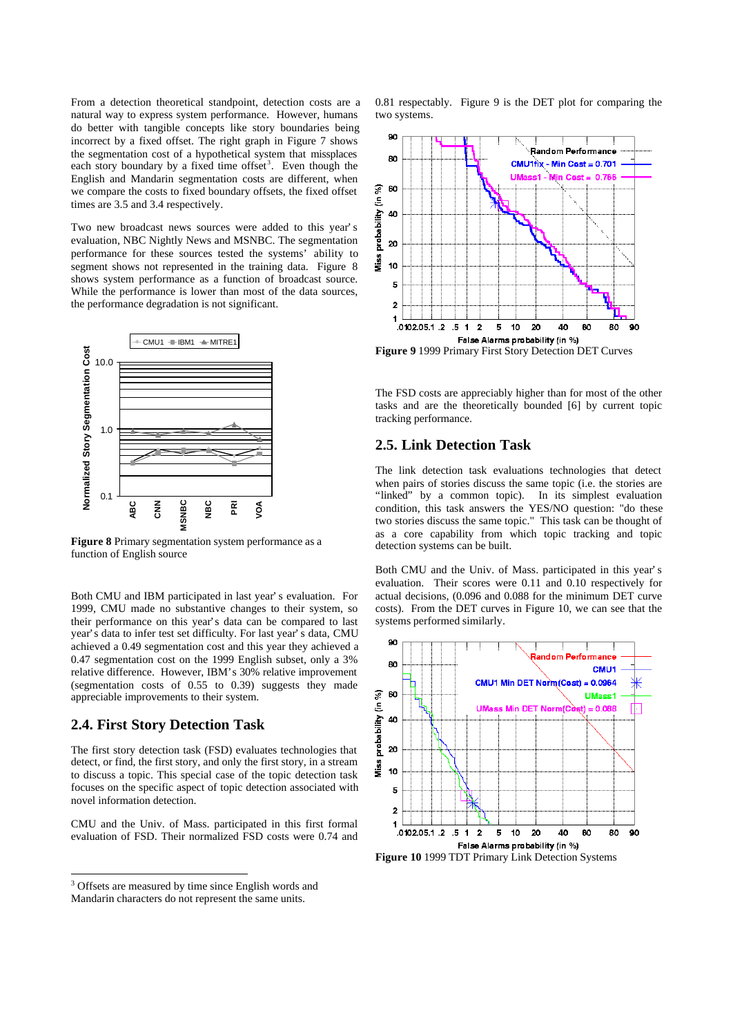From a detection theoretical standpoint, detection costs are a natural way to express system performance. However, humans do better with tangible concepts like story boundaries being incorrect by a fixed offset. The right graph in Figure 7 shows the segmentation cost of a hypothetical system that missplaces each story boundary by a fixed time offset[3]. Even though the English and Mandarin segmentation costs are different, when we compare the costs to fixed boundary offsets, the fixed offset times are 3.5 and 3.4 respectively.

Two new broadcast news sources were added to this year's evaluation, NBC Nightly News and MSNBC. The segmentation performance for these sources tested the systems' ability to segment shows not represented in the training data. Figure 8 shows system performance as a function of broadcast source. While the performance is lower than most of the data sources, the performance degradation is not significant.

**Figure 8** Primary segmentation system performance as a function of English source

Both CMU and IBM participated in last year's evaluation. For 1999, CMU made no substantive changes to their system, so their performance on this year's data can be compared to last year's data to infer test set difficulty. For last year's data, CMU achieved a 0.49 segmentation cost and this year they achieved a 0.47 segmentation cost on the 1999 English subset, only a 3% relative difference. However, IBM's 30% relative improvement (segmentation costs of 0.55 to 0.39) suggests they made appreciable improvements to their system.

## 2.4. First Story Detection Task

The first story detection task (FSD) evaluates technologies that detect, or find, the first story, and only the first story, in a stream to discuss a topic. This special case of the topic detection task focuses on the specific aspect of topic detection associated with novel information detection.

CMU and the Univ. of Mass. participated in this first formal evaluation of FSD. Their normalized FSD costs were 0.74 and 0.81 respectably. Figure 9 is the DET plot for comparing the two systems.

**Figure 9** 1999 Primary First Story Detection DET Curves

The FSD costs are appreciably higher than for most of the other tasks and are the theoretically bounded [6] by current topic tracking performance.

## 2.5. Link Detection Task

The link detection task evaluations technologies that detect when pairs of stories discuss the same topic (i.e. the stories are "linked" by a common topic). In its simplest evaluation condition, this task answers the YES/NO question: "do these two stories discuss the same topic." This task can be thought of as a core capability from which topic tracking and topic detection systems can be built.

Both CMU and the Univ. of Mass. participated in this year's evaluation. Their scores were 0.11 and 0.10 respectively for actual decisions, (0.096 and 0.088 for the minimum DET curve costs). From the DET curves in Figure 10, we can see that the systems performed similarly.

**Figure 10** 1999 TDT Primary Link Detection Systems

---

[3] Offsets are measured by time since English words and Mandarin characters do not represent the same units.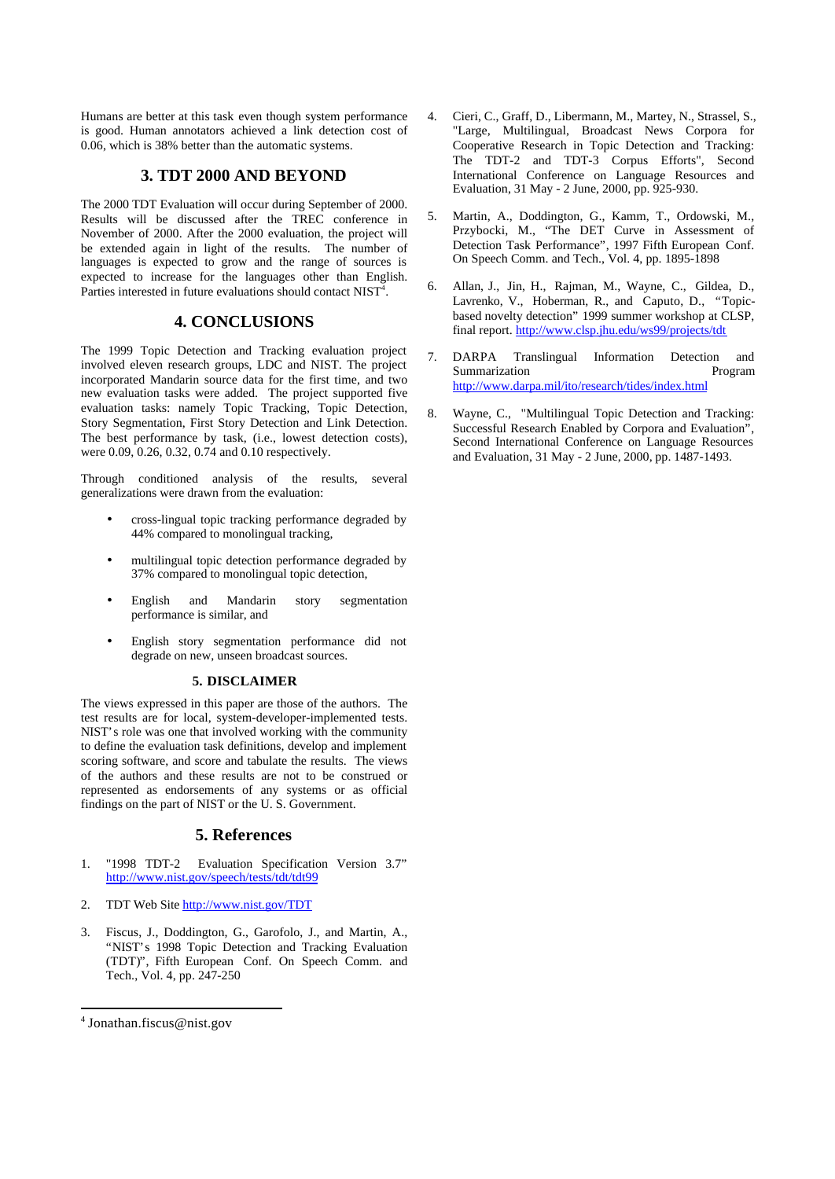Humans are better at this task even though system performance is good. Human annotators achieved a link detection cost of 0.06, which is 38% better than the automatic systems.

## 3. TDT 2000 AND BEYOND

The 2000 TDT Evaluation will occur during September of 2000. Results will be discussed after the TREC conference in November of 2000. After the 2000 evaluation, the project will be extended again in light of the results. The number of languages is expected to grow and the range of sources is expected to increase for the languages other than English. Parties interested in future evaluations should contact NIST[4].

## 4. CONCLUSIONS

The 1999 Topic Detection and Tracking evaluation project involved eleven research groups, LDC and NIST. The project incorporated Mandarin source data for the first time, and two new evaluation tasks were added. The project supported five evaluation tasks: namely Topic Tracking, Topic Detection, Story Segmentation, First Story Detection and Link Detection. The best performance by task, (i.e., lowest detection costs), were 0.09, 0.26, 0.32, 0.74 and 0.10 respectively.

Through conditioned analysis of the results, several generalizations were drawn from the evaluation:

- cross-lingual topic tracking performance degraded by 44% compared to monolingual tracking,
- multilingual topic detection performance degraded by 37% compared to monolingual topic detection,
- English and Mandarin story segmentation performance is similar, and
- English story segmentation performance did not degrade on new, unseen broadcast sources.

### 5. DISCLAIMER

The views expressed in this paper are those of the authors. The test results are for local, system-developer-implemented tests. NIST's role was one that involved working with the community to define the evaluation task definitions, develop and implement scoring software, and score and tabulate the results. The views of the authors and these results are not to be construed or represented as endorsements of any systems or as official findings on the part of NIST or the U. S. Government.

## 5. References

1. "1998 TDT-2 Evaluation Specification Version 3.7" http://www.nist.gov/speech/tests/tdt/tdt99
2. TDT Web Site http://www.nist.gov/TDT
3. Fiscus, J., Doddington, G., Garofolo, J., and Martin, A., "NIST's 1998 Topic Detection and Tracking Evaluation (TDT)", Fifth European Conf. On Speech Comm. and Tech., Vol. 4, pp. 247-250
4. Cieri, C., Graff, D., Libermann, M., Martey, N., Strassel, S., "Large, Multilingual, Broadcast News Corpora for Cooperative Research in Topic Detection and Tracking: The TDT-2 and TDT-3 Corpus Efforts", Second International Conference on Language Resources and Evaluation, 31 May - 2 June, 2000, pp. 925-930.
5. Martin, A., Doddington, G., Kamm, T., Ordowski, M., Przybocki, M., "The DET Curve in Assessment of Detection Task Performance", 1997 Fifth European Conf. On Speech Comm. and Tech., Vol. 4, pp. 1895-1898
6. Allan, J., Jin, H., Rajman, M., Wayne, C., Gildea, D., Lavrenko, V., Hoberman, R., and Caputo, D., "Topic-based novelty detection" 1999 summer workshop at CLSP, final report. http://www.clsp.jhu.edu/ws99/projects/tdt
7. DARPA Translingual Information Detection and Summarization Program http://www.darpa.mil/ito/research/tides/index.html
8. Wayne, C., "Multilingual Topic Detection and Tracking: Successful Research Enabled by Corpora and Evaluation", Second International Conference on Language Resources and Evaluation, 31 May - 2 June, 2000, pp. 1487-1493.

---

[4] Jonathan.fiscus@nist.gov